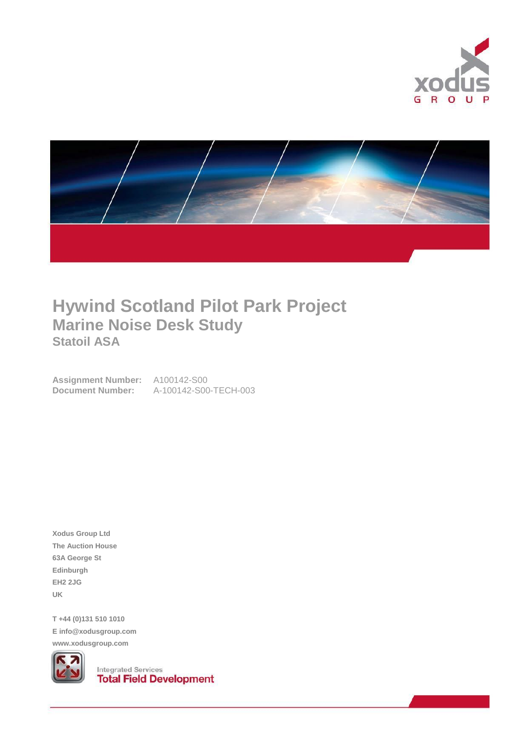# Hywind Scotland Pilot Park Project

## Marine Noise Desk Study

### Statoil ASA

**Assignment Number:** A100142-S00
**Document Number:** A-100142-S00-TECH-003

**Xodus Group Ltd**
**The Auction House**
**63A George St**
**Edinburgh**
**EH2 2JG**
**UK**

**T +44 (0)131 510 1010**
**E info@xodusgroup.com**
**www.xodusgroup.com**

Integrated Services
**Total Field Development**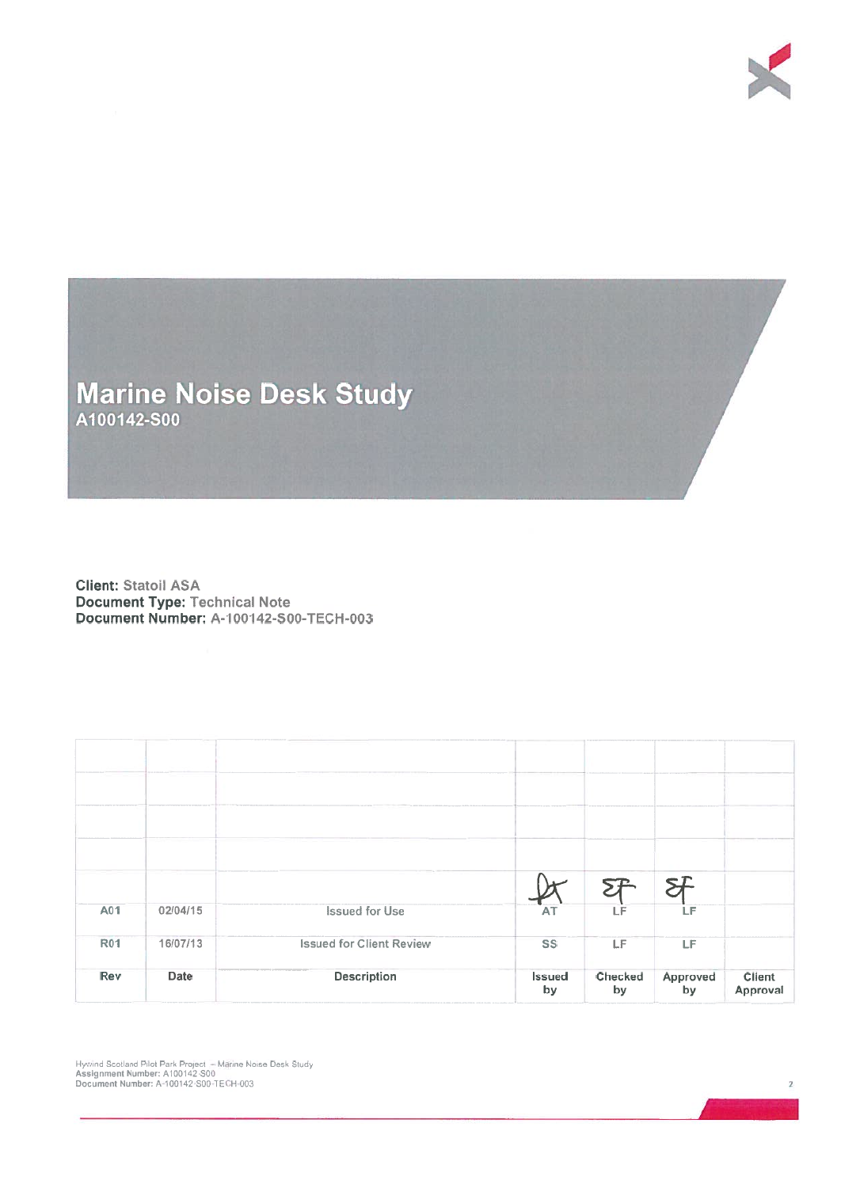# Marine Noise Desk Study

**A100142-S00**

**Client:** Statoil ASA
**Document Type:** Technical Note
**Document Number:** A-100142-S00-TECH-003

| | | | | | | |
|---|---|---|---|---|---|---|
| | | | | | | |
| | | | | | | |
| | | | | | | |
| | | | | | | |
| A01 | 02/04/15 | Issued for Use | AT | LF | LF | |
| R01 | 16/07/13 | Issued for Client Review | SS | LF | LF | |
| **Rev** | **Date** | **Description** | **Issued by** | **Checked by** | **Approved by** | **Client Approval** |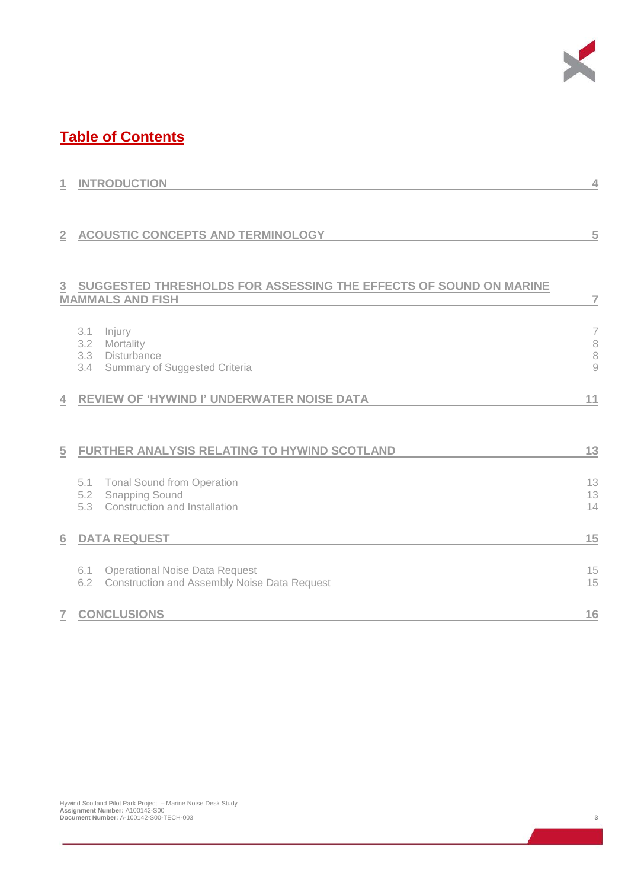# Table of Contents

1 INTRODUCTION 4

2 ACOUSTIC CONCEPTS AND TERMINOLOGY 5

3 SUGGESTED THRESHOLDS FOR ASSESSING THE EFFECTS OF SOUND ON MARINE MAMMALS AND FISH 7

- 3.1 Injury 7
- 3.2 Mortality 8
- 3.3 Disturbance 8
- 3.4 Summary of Suggested Criteria 9

4 REVIEW OF 'HYWIND I' UNDERWATER NOISE DATA 11

5 FURTHER ANALYSIS RELATING TO HYWIND SCOTLAND 13

- 5.1 Tonal Sound from Operation 13
- 5.2 Snapping Sound 13
- 5.3 Construction and Installation 14

6 DATA REQUEST 15

- 6.1 Operational Noise Data Request 15
- 6.2 Construction and Assembly Noise Data Request 15

7 CONCLUSIONS 16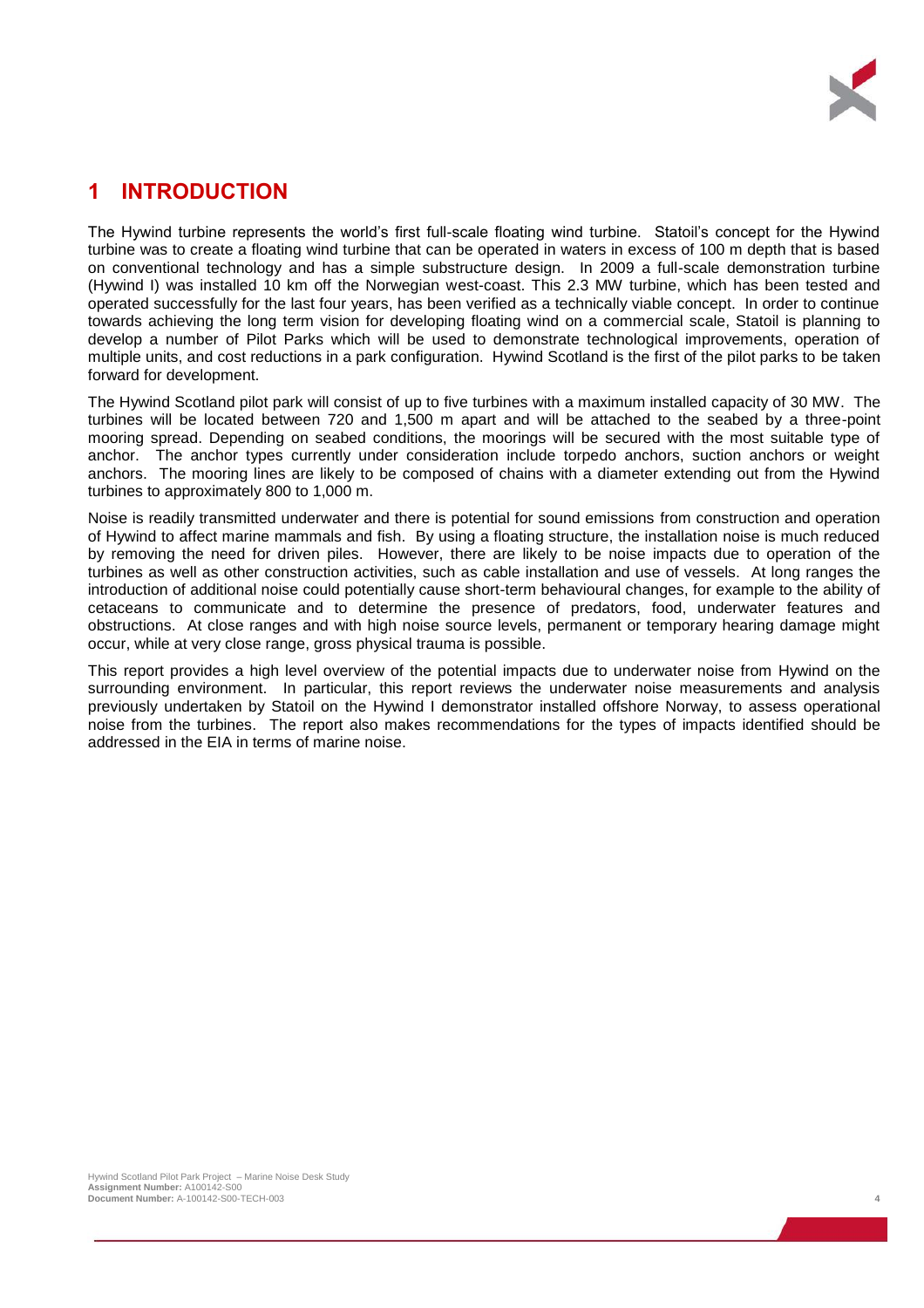# 1 INTRODUCTION

The Hywind turbine represents the world's first full-scale floating wind turbine. Statoil's concept for the Hywind turbine was to create a floating wind turbine that can be operated in waters in excess of 100 m depth that is based on conventional technology and has a simple substructure design. In 2009 a full-scale demonstration turbine (Hywind I) was installed 10 km off the Norwegian west-coast. This 2.3 MW turbine, which has been tested and operated successfully for the last four years, has been verified as a technically viable concept. In order to continue towards achieving the long term vision for developing floating wind on a commercial scale, Statoil is planning to develop a number of Pilot Parks which will be used to demonstrate technological improvements, operation of multiple units, and cost reductions in a park configuration. Hywind Scotland is the first of the pilot parks to be taken forward for development.

The Hywind Scotland pilot park will consist of up to five turbines with a maximum installed capacity of 30 MW. The turbines will be located between 720 and 1,500 m apart and will be attached to the seabed by a three-point mooring spread. Depending on seabed conditions, the moorings will be secured with the most suitable type of anchor. The anchor types currently under consideration include torpedo anchors, suction anchors or weight anchors. The mooring lines are likely to be composed of chains with a diameter extending out from the Hywind turbines to approximately 800 to 1,000 m.

Noise is readily transmitted underwater and there is potential for sound emissions from construction and operation of Hywind to affect marine mammals and fish. By using a floating structure, the installation noise is much reduced by removing the need for driven piles. However, there are likely to be noise impacts due to operation of the turbines as well as other construction activities, such as cable installation and use of vessels. At long ranges the introduction of additional noise could potentially cause short-term behavioural changes, for example to the ability of cetaceans to communicate and to determine the presence of predators, food, underwater features and obstructions. At close ranges and with high noise source levels, permanent or temporary hearing damage might occur, while at very close range, gross physical trauma is possible.

This report provides a high level overview of the potential impacts due to underwater noise from Hywind on the surrounding environment. In particular, this report reviews the underwater noise measurements and analysis previously undertaken by Statoil on the Hywind I demonstrator installed offshore Norway, to assess operational noise from the turbines. The report also makes recommendations for the types of impacts identified should be addressed in the EIA in terms of marine noise.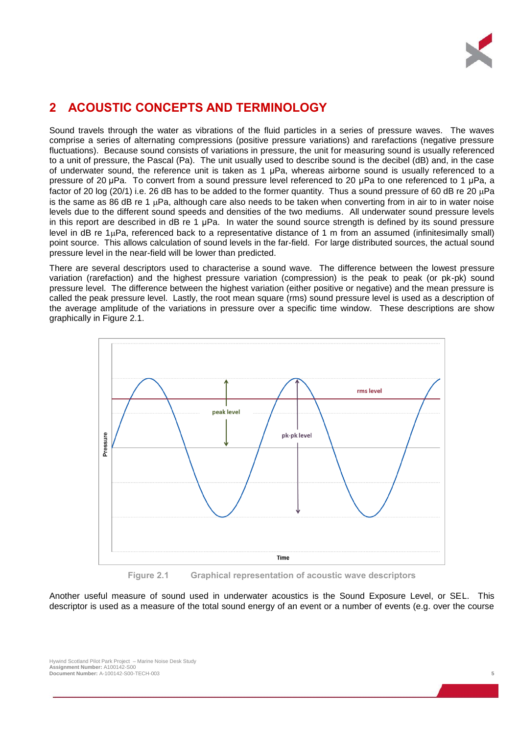# 2 ACOUSTIC CONCEPTS AND TERMINOLOGY

Sound travels through the water as vibrations of the fluid particles in a series of pressure waves. The waves comprise a series of alternating compressions (positive pressure variations) and rarefactions (negative pressure fluctuations). Because sound consists of variations in pressure, the unit for measuring sound is usually referenced to a unit of pressure, the Pascal (Pa). The unit usually used to describe sound is the decibel (dB) and, in the case of underwater sound, the reference unit is taken as 1 µPa, whereas airborne sound is usually referenced to a pressure of 20 µPa. To convert from a sound pressure level referenced to 20 µPa to one referenced to 1 µPa, a factor of 20 log (20/1) i.e. 26 dB has to be added to the former quantity. Thus a sound pressure of 60 dB re 20 µPa is the same as 86 dB re 1 µPa, although care also needs to be taken when converting from in air to in water noise levels due to the different sound speeds and densities of the two mediums. All underwater sound pressure levels in this report are described in dB re 1 µPa. In water the sound source strength is defined by its sound pressure level in dB re 1µPa, referenced back to a representative distance of 1 m from an assumed (infinitesimally small) point source. This allows calculation of sound levels in the far-field. For large distributed sources, the actual sound pressure level in the near-field will be lower than predicted.

There are several descriptors used to characterise a sound wave. The difference between the lowest pressure variation (rarefaction) and the highest pressure variation (compression) is the peak to peak (or pk-pk) sound pressure level. The difference between the highest variation (either positive or negative) and the mean pressure is called the peak pressure level. Lastly, the root mean square (rms) sound pressure level is used as a description of the average amplitude of the variations in pressure over a specific time window. These descriptions are show graphically in Figure 2.1.

rms level

peak level

pk-pk level

Pressure

Time

Figure 2.1 Graphical representation of acoustic wave descriptors

Another useful measure of sound used in underwater acoustics is the Sound Exposure Level, or SEL. This descriptor is used as a measure of the total sound energy of an event or a number of events (e.g. over the course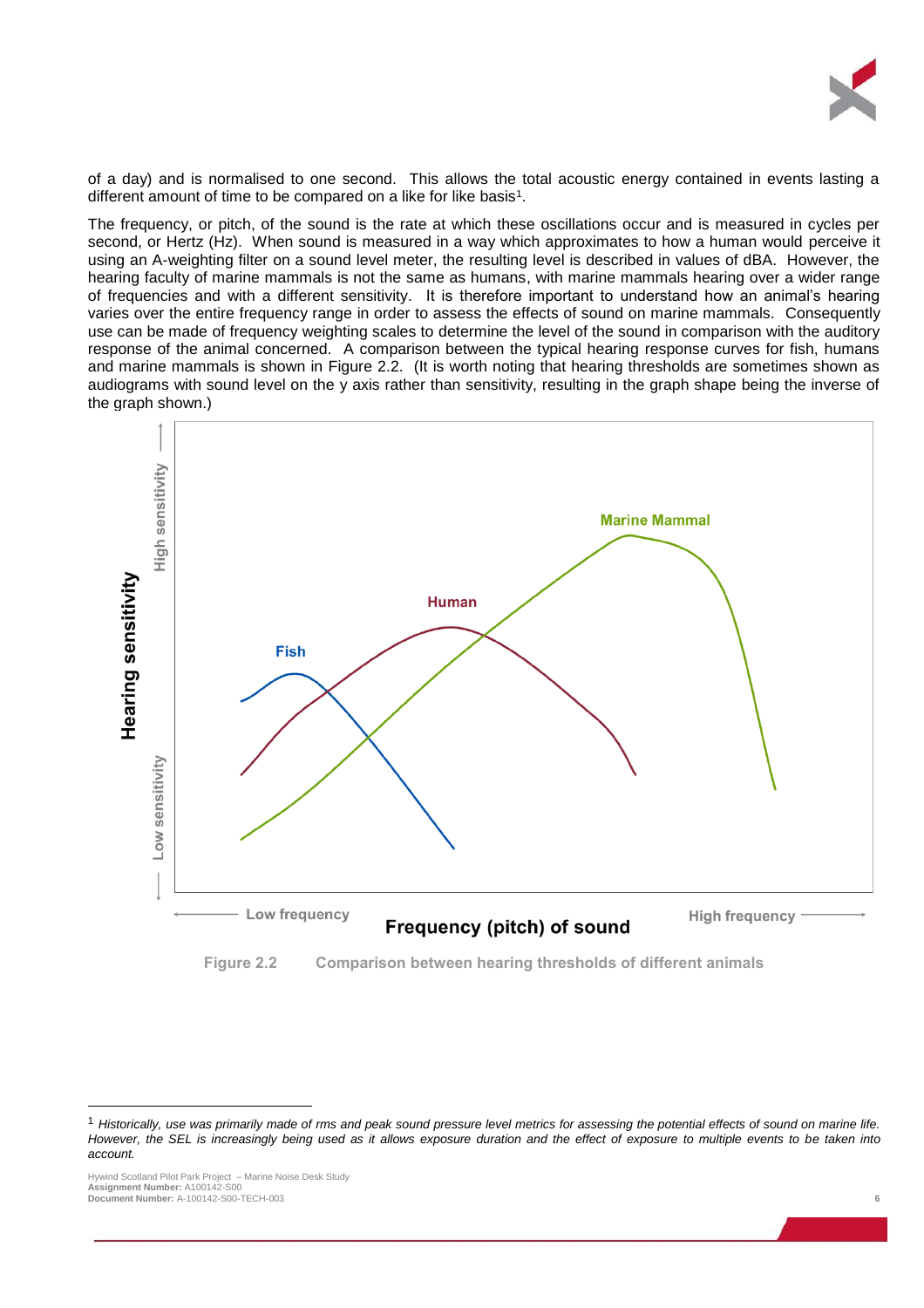of a day) and is normalised to one second. This allows the total acoustic energy contained in events lasting a different amount of time to be compared on a like for like basis[1].

The frequency, or pitch, of the sound is the rate at which these oscillations occur and is measured in cycles per second, or Hertz (Hz). When sound is measured in a way which approximates to how a human would perceive it using an A-weighting filter on a sound level meter, the resulting level is described in values of dBA. However, the hearing faculty of marine mammals is not the same as humans, with marine mammals hearing over a wider range of frequencies and with a different sensitivity. It is therefore important to understand how an animal's hearing varies over the entire frequency range in order to assess the effects of sound on marine mammals. Consequently use can be made of frequency weighting scales to determine the level of the sound in comparison with the auditory response of the animal concerned. A comparison between the typical hearing response curves for fish, humans and marine mammals is shown in Figure 2.2. (It is worth noting that hearing thresholds are sometimes shown as audiograms with sound level on the y axis rather than sensitivity, resulting in the graph shape being the inverse of the graph shown.)

Hearing sensitivity
High sensitivity
Low sensitivity
Marine Mammal
Human
Fish
Low frequency
Frequency (pitch) of sound
High frequency

Figure 2.2 Comparison between hearing thresholds of different animals

[1] *Historically, use was primarily made of rms and peak sound pressure level metrics for assessing the potential effects of sound on marine life. However, the SEL is increasingly being used as it allows exposure duration and the effect of exposure to multiple events to be taken into account.*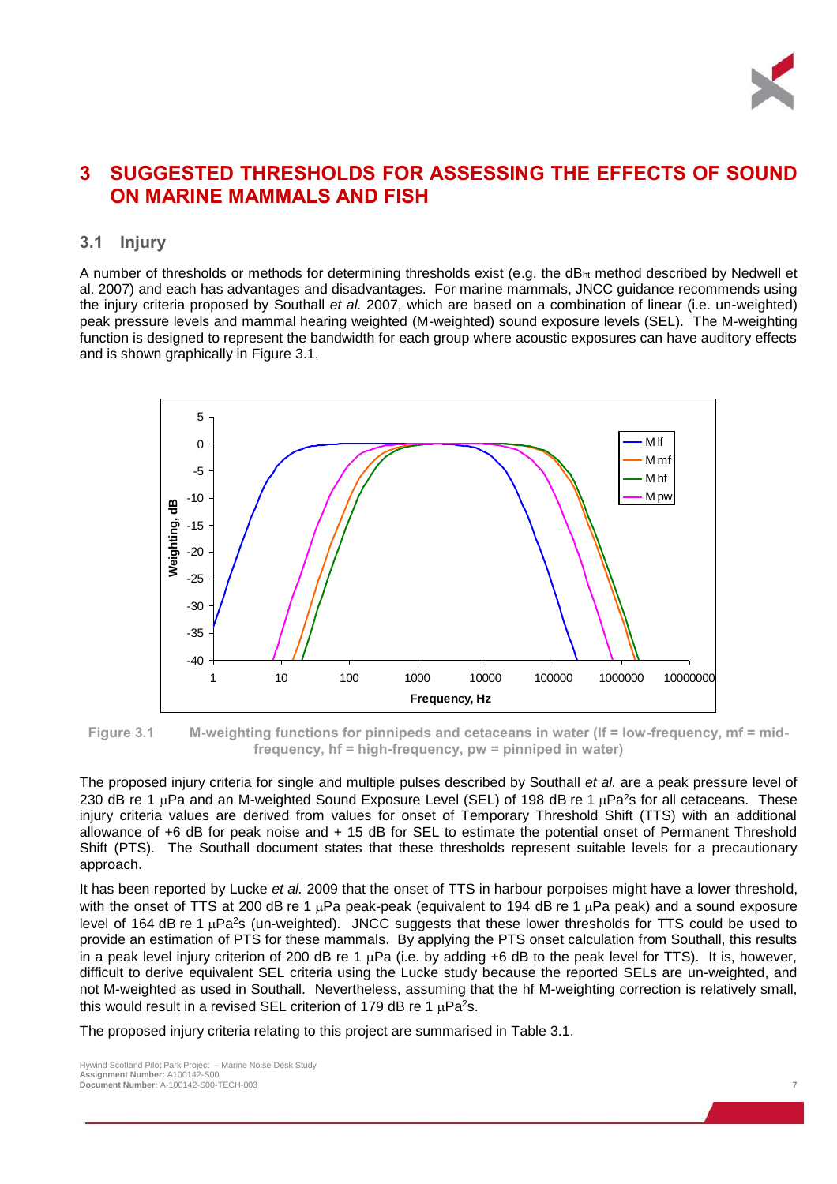# 3 SUGGESTED THRESHOLDS FOR ASSESSING THE EFFECTS OF SOUND ON MARINE MAMMALS AND FISH

## 3.1 Injury

A number of thresholds or methods for determining thresholds exist (e.g. the $dB_{ht}$ method described by Nedwell et al. 2007) and each has advantages and disadvantages. For marine mammals, JNCC guidance recommends using the injury criteria proposed by Southall *et al.* 2007, which are based on a combination of linear (i.e. un-weighted) peak pressure levels and mammal hearing weighted (M-weighted) sound exposure levels (SEL). The M-weighting function is designed to represent the bandwidth for each group where acoustic exposures can have auditory effects and is shown graphically in Figure 3.1.

Weighting, dB
5
0
-5
-10
-15
-20
-25
-30
-35
-40
1
10
100
1000
10000
100000
1000000
10000000
Frequency, Hz
M lf
M mf
M hf
M pw

**Figure 3.1 M-weighting functions for pinnipeds and cetaceans in water (lf = low-frequency, mf = mid-frequency, hf = high-frequency, pw = pinniped in water)**

The proposed injury criteria for single and multiple pulses described by Southall *et al.* are a peak pressure level of 230 dB re 1 μPa and an M-weighted Sound Exposure Level (SEL) of 198 dB re 1 $\mu Pa^2 s$ for all cetaceans. These injury criteria values are derived from values for onset of Temporary Threshold Shift (TTS) with an additional allowance of +6 dB for peak noise and + 15 dB for SEL to estimate the potential onset of Permanent Threshold Shift (PTS). The Southall document states that these thresholds represent suitable levels for a precautionary approach.

It has been reported by Lucke *et al.* 2009 that the onset of TTS in harbour porpoises might have a lower threshold, with the onset of TTS at 200 dB re 1 μPa peak-peak (equivalent to 194 dB re 1 μPa peak) and a sound exposure level of 164 dB re 1 $\mu Pa^2 s$ (un-weighted). JNCC suggests that these lower thresholds for TTS could be used to provide an estimation of PTS for these mammals. By applying the PTS onset calculation from Southall, this results in a peak level injury criterion of 200 dB re 1 μPa (i.e. by adding +6 dB to the peak level for TTS). It is, however, difficult to derive equivalent SEL criteria using the Lucke study because the reported SELs are un-weighted, and not M-weighted as used in Southall. Nevertheless, assuming that the hf M-weighting correction is relatively small, this would result in a revised SEL criterion of 179 dB re 1 $\mu Pa^2 s$.

The proposed injury criteria relating to this project are summarised in Table 3.1.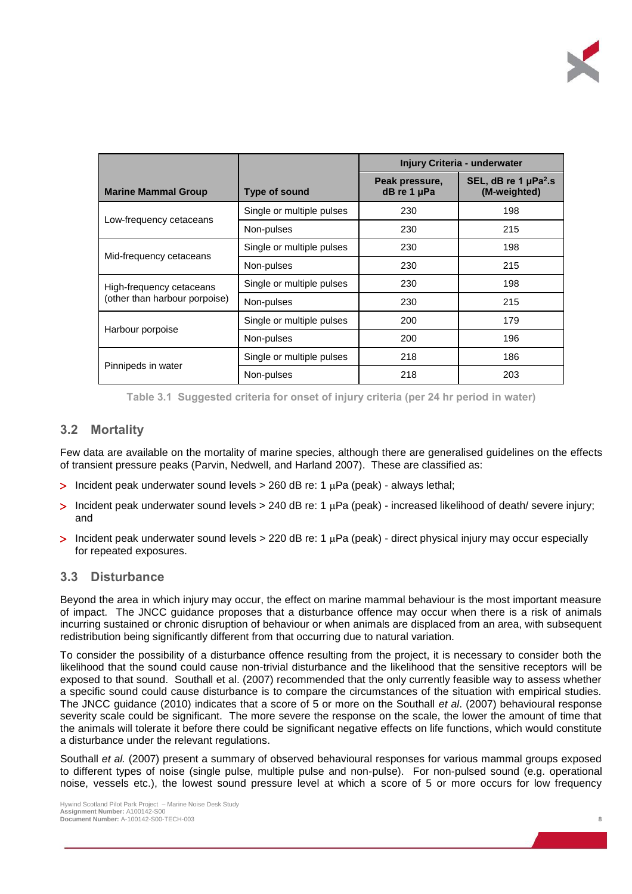| Marine Mammal Group | Type of sound | Injury Criteria - underwater | |
|---|---|---|---|
| | | Peak pressure, dB re 1 μPa | SEL, dB re 1 μPa$^2$.s (M-weighted) |
| Low-frequency cetaceans | Single or multiple pulses | 230 | 198 |
| | Non-pulses | 230 | 215 |
| Mid-frequency cetaceans | Single or multiple pulses | 230 | 198 |
| | Non-pulses | 230 | 215 |
| High-frequency cetaceans (other than harbour porpoise) | Single or multiple pulses | 230 | 198 |
| | Non-pulses | 230 | 215 |
| Harbour porpoise | Single or multiple pulses | 200 | 179 |
| | Non-pulses | 200 | 196 |
| Pinnipeds in water | Single or multiple pulses | 218 | 186 |
| | Non-pulses | 218 | 203 |

**Table 3.1 Suggested criteria for onset of injury criteria (per 24 hr period in water)**

## 3.2 Mortality

Few data are available on the mortality of marine species, although there are generalised guidelines on the effects of transient pressure peaks (Parvin, Nedwell, and Harland 2007). These are classified as:

- Incident peak underwater sound levels > 260 dB re: 1 μPa (peak) - always lethal;
- Incident peak underwater sound levels > 240 dB re: 1 μPa (peak) - increased likelihood of death/ severe injury; and
- Incident peak underwater sound levels > 220 dB re: 1 μPa (peak) - direct physical injury may occur especially for repeated exposures.

## 3.3 Disturbance

Beyond the area in which injury may occur, the effect on marine mammal behaviour is the most important measure of impact. The JNCC guidance proposes that a disturbance offence may occur when there is a risk of animals incurring sustained or chronic disruption of behaviour or when animals are displaced from an area, with subsequent redistribution being significantly different from that occurring due to natural variation.

To consider the possibility of a disturbance offence resulting from the project, it is necessary to consider both the likelihood that the sound could cause non-trivial disturbance and the likelihood that the sensitive receptors will be exposed to that sound. Southall et al. (2007) recommended that the only currently feasible way to assess whether a specific sound could cause disturbance is to compare the circumstances of the situation with empirical studies. The JNCC guidance (2010) indicates that a score of 5 or more on the Southall *et al*. (2007) behavioural response severity scale could be significant. The more severe the response on the scale, the lower the amount of time that the animals will tolerate it before there could be significant negative effects on life functions, which would constitute a disturbance under the relevant regulations.

Southall *et al.* (2007) present a summary of observed behavioural responses for various mammal groups exposed to different types of noise (single pulse, multiple pulse and non-pulse). For non-pulsed sound (e.g. operational noise, vessels etc.), the lowest sound pressure level at which a score of 5 or more occurs for low frequency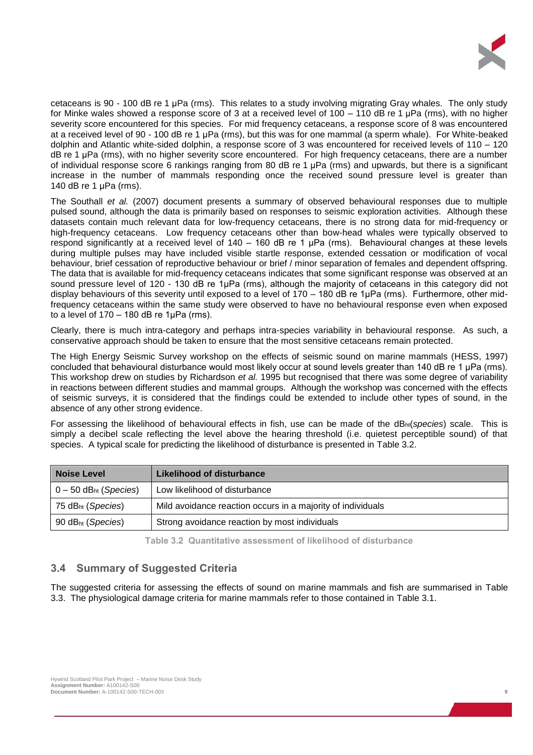cetaceans is 90 - 100 dB re 1 μPa (rms). This relates to a study involving migrating Gray whales. The only study for Minke wales showed a response score of 3 at a received level of 100 – 110 dB re 1 μPa (rms), with no higher severity score encountered for this species. For mid frequency cetaceans, a response score of 8 was encountered at a received level of 90 - 100 dB re 1 μPa (rms), but this was for one mammal (a sperm whale). For White-beaked dolphin and Atlantic white-sided dolphin, a response score of 3 was encountered for received levels of 110 – 120 dB re 1 μPa (rms), with no higher severity score encountered. For high frequency cetaceans, there are a number of individual response score 6 rankings ranging from 80 dB re 1 μPa (rms) and upwards, but there is a significant increase in the number of mammals responding once the received sound pressure level is greater than 140 dB re 1 μPa (rms).

The Southall *et al.* (2007) document presents a summary of observed behavioural responses due to multiple pulsed sound, although the data is primarily based on responses to seismic exploration activities. Although these datasets contain much relevant data for low-frequency cetaceans, there is no strong data for mid-frequency or high-frequency cetaceans. Low frequency cetaceans other than bow-head whales were typically observed to respond significantly at a received level of 140 – 160 dB re 1 μPa (rms). Behavioural changes at these levels during multiple pulses may have included visible startle response, extended cessation or modification of vocal behaviour, brief cessation of reproductive behaviour or brief / minor separation of females and dependent offspring. The data that is available for mid-frequency cetaceans indicates that some significant response was observed at an sound pressure level of 120 - 130 dB re 1μPa (rms), although the majority of cetaceans in this category did not display behaviours of this severity until exposed to a level of 170 – 180 dB re 1μPa (rms). Furthermore, other mid-frequency cetaceans within the same study were observed to have no behavioural response even when exposed to a level of 170 – 180 dB re 1μPa (rms).

Clearly, there is much intra-category and perhaps intra-species variability in behavioural response. As such, a conservative approach should be taken to ensure that the most sensitive cetaceans remain protected.

The High Energy Seismic Survey workshop on the effects of seismic sound on marine mammals (HESS, 1997) concluded that behavioural disturbance would most likely occur at sound levels greater than 140 dB re 1 μPa (rms). This workshop drew on studies by Richardson *et al.* 1995 but recognised that there was some degree of variability in reactions between different studies and mammal groups. Although the workshop was concerned with the effects of seismic surveys, it is considered that the findings could be extended to include other types of sound, in the absence of any other strong evidence.

For assessing the likelihood of behavioural effects in fish, use can be made of the $dB_{ht}$(*species*) scale. This is simply a decibel scale reflecting the level above the hearing threshold (i.e. quietest perceptible sound) of that species. A typical scale for predicting the likelihood of disturbance is presented in Table 3.2.

| Noise Level | Likelihood of disturbance |
|---|---|
| 0 – 50 $dB_{ht}$ (*Species*) | Low likelihood of disturbance |
| 75 $dB_{ht}$ (*Species*) | Mild avoidance reaction occurs in a majority of individuals |
| 90 $dB_{ht}$ (*Species*) | Strong avoidance reaction by most individuals |

**Table 3.2 Quantitative assessment of likelihood of disturbance**

## 3.4 Summary of Suggested Criteria

The suggested criteria for assessing the effects of sound on marine mammals and fish are summarised in Table 3.3. The physiological damage criteria for marine mammals refer to those contained in Table 3.1.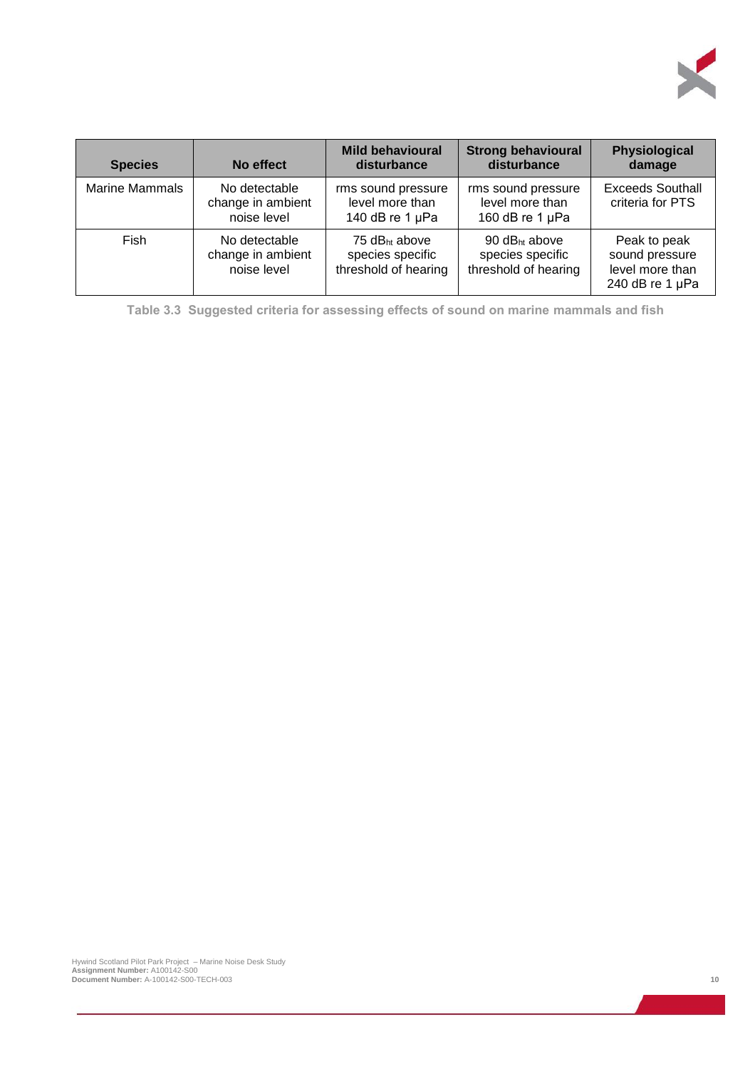| Species | No effect | Mild behavioural disturbance | Strong behavioural disturbance | Physiological damage |
|---|---|---|---|---|
| Marine Mammals | No detectable change in ambient noise level | rms sound pressure level more than 140 dB re 1 µPa | rms sound pressure level more than 160 dB re 1 µPa | Exceeds Southall criteria for PTS |
| Fish | No detectable change in ambient noise level | 75 $dB_{ht}$ above species specific threshold of hearing | 90 $dB_{ht}$ above species specific threshold of hearing | Peak to peak sound pressure level more than 240 dB re 1 µPa |

**Table 3.3 Suggested criteria for assessing effects of sound on marine mammals and fish**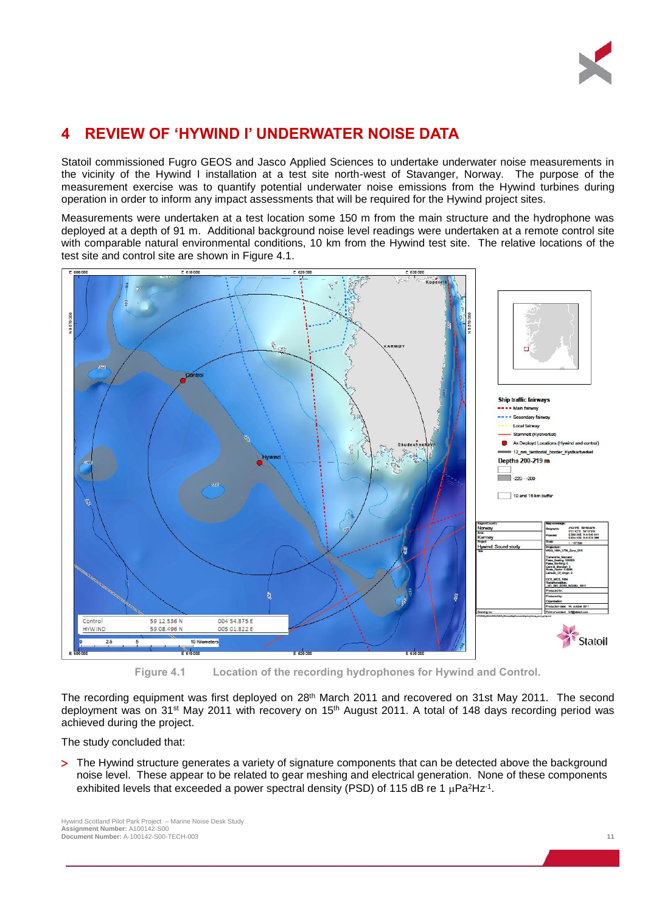# 4 REVIEW OF 'HYWIND I' UNDERWATER NOISE DATA

Statoil commissioned Fugro GEOS and Jasco Applied Sciences to undertake underwater noise measurements in the vicinity of the Hywind I installation at a test site north-west of Stavanger, Norway. The purpose of the measurement exercise was to quantify potential underwater noise emissions from the Hywind turbines during operation in order to inform any impact assessments that will be required for the Hywind project sites.

Measurements were undertaken at a test location some 150 m from the main structure and the hydrophone was deployed at a depth of 91 m. Additional background noise level readings were undertaken at a remote control site with comparable natural environmental conditions, 10 km from the Hywind test site. The relative locations of the test site and control site are shown in Figure 4.1.

Control 59 12.536 N 004 54.875 E
HYWIND 59 08.496 N 005 01.822 E

0 2.5 5 10 Kilometers

Ship traffic fairways
Main fairway
Secondary fairway
Local fairway
Stamnett (Kystverket)
As Deployd Locations (Hywind and control)
12_nm_territorial_border_Kystkartverket
Depths 200-219 m
-220 - -200
10 and 16 km buffer

Statoil

**Figure 4.1 Location of the recording hydrophones for Hywind and Control.**

The recording equipment was first deployed on 28th March 2011 and recovered on 31st May 2011. The second deployment was on 31st May 2011 with recovery on 15th August 2011. A total of 148 days recording period was achieved during the project.

The study concluded that:

> The Hywind structure generates a variety of signature components that can be detected above the background noise level. These appear to be related to gear meshing and electrical generation. None of these components exhibited levels that exceeded a power spectral density (PSD) of 115 dB re 1 $\mu Pa^2 Hz^{-1}$.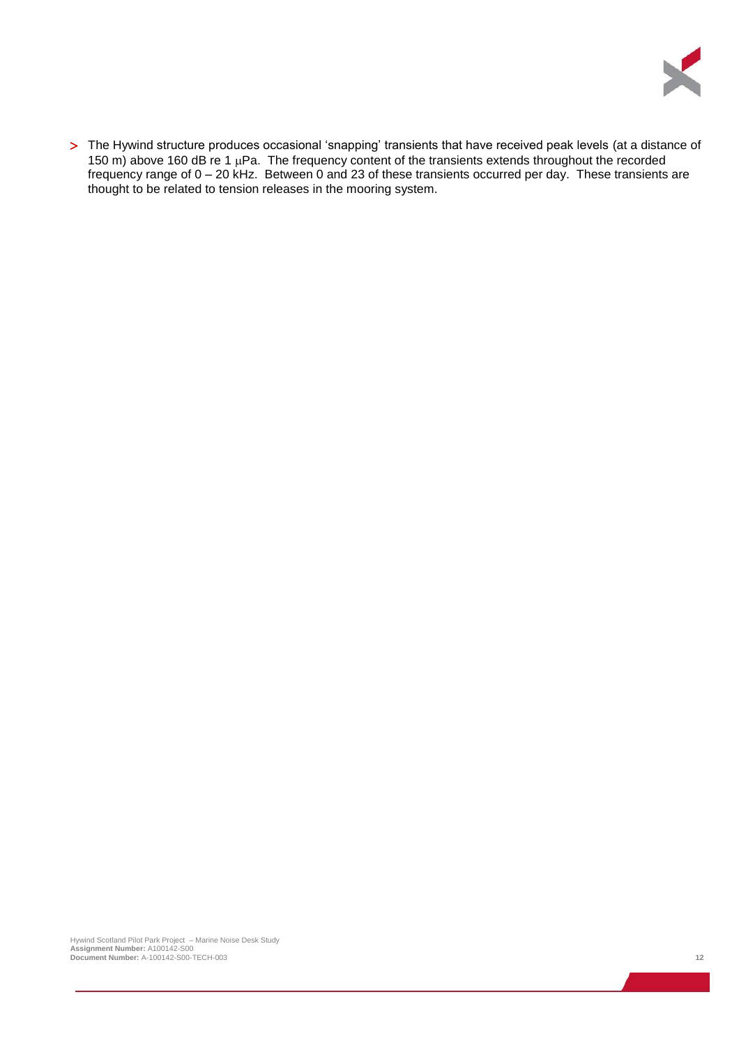- The Hywind structure produces occasional 'snapping' transients that have received peak levels (at a distance of 150 m) above 160 dB re 1 μPa. The frequency content of the transients extends throughout the recorded frequency range of 0 – 20 kHz. Between 0 and 23 of these transients occurred per day. These transients are thought to be related to tension releases in the mooring system.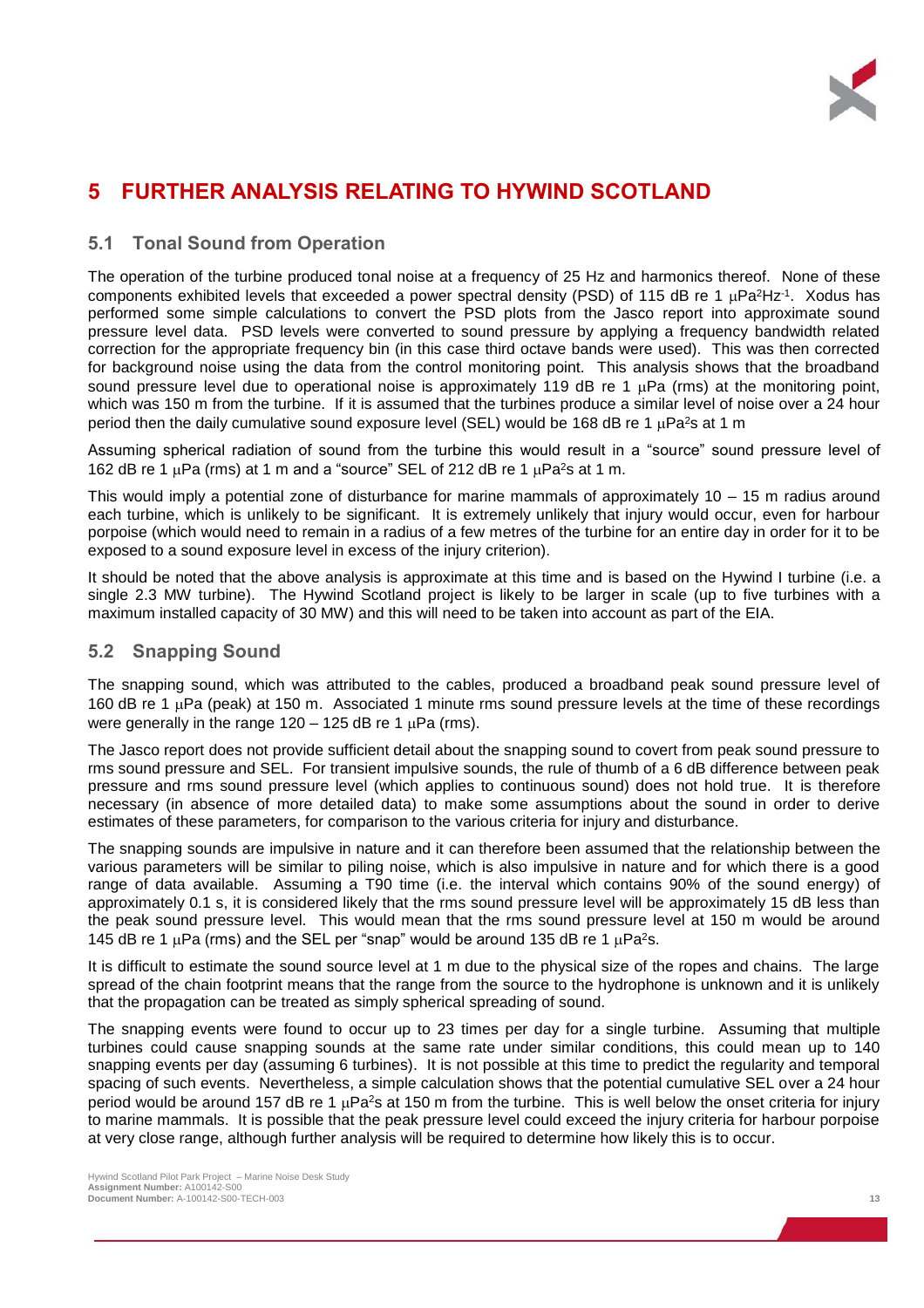# 5 FURTHER ANALYSIS RELATING TO HYWIND SCOTLAND

## 5.1 Tonal Sound from Operation

The operation of the turbine produced tonal noise at a frequency of 25 Hz and harmonics thereof. None of these components exhibited levels that exceeded a power spectral density (PSD) of 115 dB re 1 $\mu Pa^2 Hz^{-1}$. Xodus has performed some simple calculations to convert the PSD plots from the Jasco report into approximate sound pressure level data. PSD levels were converted to sound pressure by applying a frequency bandwidth related correction for the appropriate frequency bin (in this case third octave bands were used). This was then corrected for background noise using the data from the control monitoring point. This analysis shows that the broadband sound pressure level due to operational noise is approximately 119 dB re 1 $\mu$Pa (rms) at the monitoring point, which was 150 m from the turbine. If it is assumed that the turbines produce a similar level of noise over a 24 hour period then the daily cumulative sound exposure level (SEL) would be 168 dB re 1 $\mu Pa^2 s$ at 1 m

Assuming spherical radiation of sound from the turbine this would result in a "source" sound pressure level of 162 dB re 1 $\mu$Pa (rms) at 1 m and a "source" SEL of 212 dB re 1 $\mu Pa^2 s$ at 1 m.

This would imply a potential zone of disturbance for marine mammals of approximately 10 – 15 m radius around each turbine, which is unlikely to be significant. It is extremely unlikely that injury would occur, even for harbour porpoise (which would need to remain in a radius of a few metres of the turbine for an entire day in order for it to be exposed to a sound exposure level in excess of the injury criterion).

It should be noted that the above analysis is approximate at this time and is based on the Hywind I turbine (i.e. a single 2.3 MW turbine). The Hywind Scotland project is likely to be larger in scale (up to five turbines with a maximum installed capacity of 30 MW) and this will need to be taken into account as part of the EIA.

## 5.2 Snapping Sound

The snapping sound, which was attributed to the cables, produced a broadband peak sound pressure level of 160 dB re 1 $\mu$Pa (peak) at 150 m. Associated 1 minute rms sound pressure levels at the time of these recordings were generally in the range 120 – 125 dB re 1 $\mu$Pa (rms).

The Jasco report does not provide sufficient detail about the snapping sound to covert from peak sound pressure to rms sound pressure and SEL. For transient impulsive sounds, the rule of thumb of a 6 dB difference between peak pressure and rms sound pressure level (which applies to continuous sound) does not hold true. It is therefore necessary (in absence of more detailed data) to make some assumptions about the sound in order to derive estimates of these parameters, for comparison to the various criteria for injury and disturbance.

The snapping sounds are impulsive in nature and it can therefore been assumed that the relationship between the various parameters will be similar to piling noise, which is also impulsive in nature and for which there is a good range of data available. Assuming a T90 time (i.e. the interval which contains 90% of the sound energy) of approximately 0.1 s, it is considered likely that the rms sound pressure level will be approximately 15 dB less than the peak sound pressure level. This would mean that the rms sound pressure level at 150 m would be around 145 dB re 1 $\mu$Pa (rms) and the SEL per "snap" would be around 135 dB re 1 $\mu Pa^2 s$.

It is difficult to estimate the sound source level at 1 m due to the physical size of the ropes and chains. The large spread of the chain footprint means that the range from the source to the hydrophone is unknown and it is unlikely that the propagation can be treated as simply spherical spreading of sound.

The snapping events were found to occur up to 23 times per day for a single turbine. Assuming that multiple turbines could cause snapping sounds at the same rate under similar conditions, this could mean up to 140 snapping events per day (assuming 6 turbines). It is not possible at this time to predict the regularity and temporal spacing of such events. Nevertheless, a simple calculation shows that the potential cumulative SEL over a 24 hour period would be around 157 dB re 1 $\mu Pa^2 s$ at 150 m from the turbine. This is well below the onset criteria for injury to marine mammals. It is possible that the peak pressure level could exceed the injury criteria for harbour porpoise at very close range, although further analysis will be required to determine how likely this is to occur.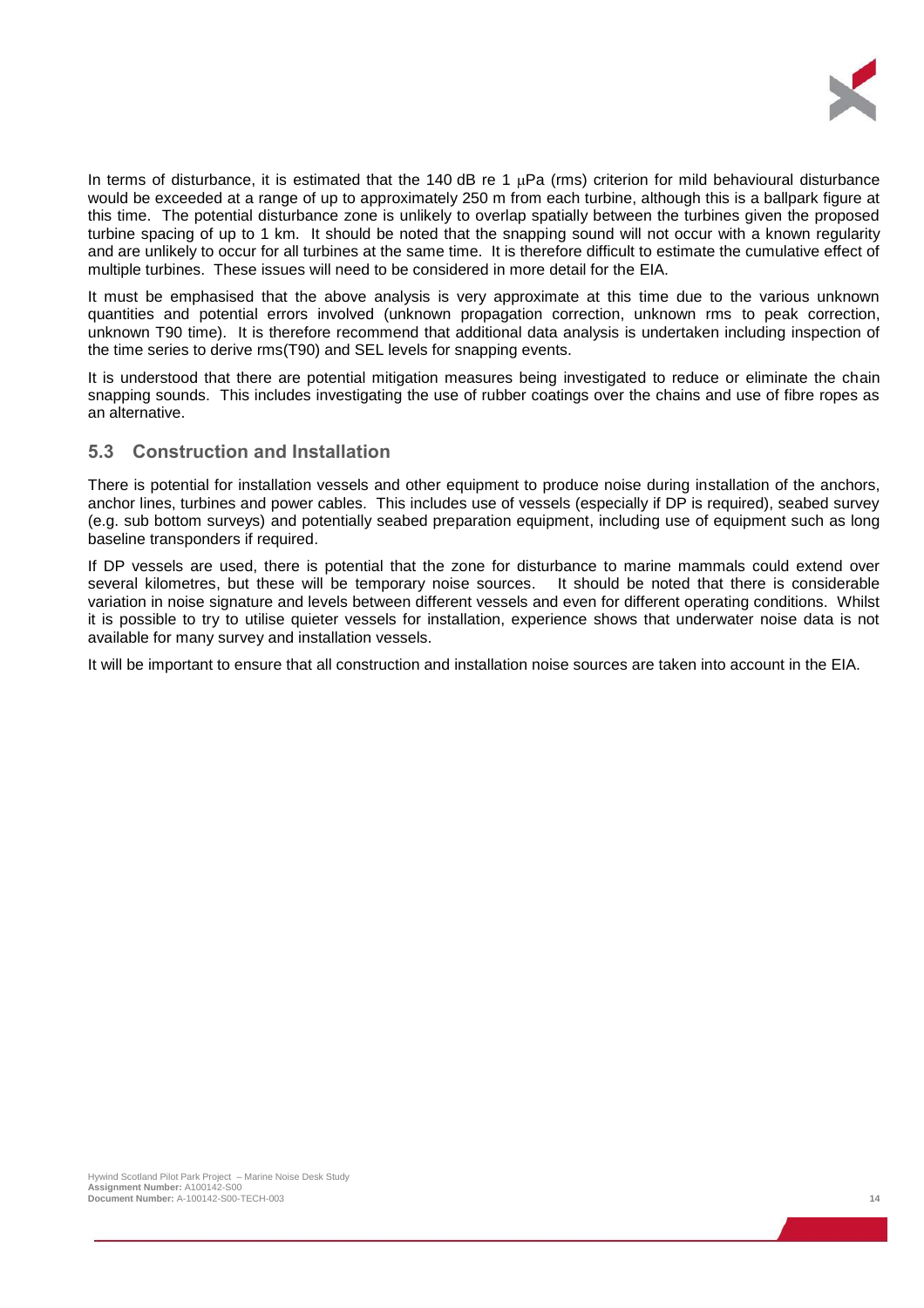In terms of disturbance, it is estimated that the 140 dB re 1 μPa (rms) criterion for mild behavioural disturbance would be exceeded at a range of up to approximately 250 m from each turbine, although this is a ballpark figure at this time. The potential disturbance zone is unlikely to overlap spatially between the turbines given the proposed turbine spacing of up to 1 km. It should be noted that the snapping sound will not occur with a known regularity and are unlikely to occur for all turbines at the same time. It is therefore difficult to estimate the cumulative effect of multiple turbines. These issues will need to be considered in more detail for the EIA.

It must be emphasised that the above analysis is very approximate at this time due to the various unknown quantities and potential errors involved (unknown propagation correction, unknown rms to peak correction, unknown T90 time). It is therefore recommend that additional data analysis is undertaken including inspection of the time series to derive rms(T90) and SEL levels for snapping events.

It is understood that there are potential mitigation measures being investigated to reduce or eliminate the chain snapping sounds. This includes investigating the use of rubber coatings over the chains and use of fibre ropes as an alternative.

## 5.3 Construction and Installation

There is potential for installation vessels and other equipment to produce noise during installation of the anchors, anchor lines, turbines and power cables. This includes use of vessels (especially if DP is required), seabed survey (e.g. sub bottom surveys) and potentially seabed preparation equipment, including use of equipment such as long baseline transponders if required.

If DP vessels are used, there is potential that the zone for disturbance to marine mammals could extend over several kilometres, but these will be temporary noise sources. It should be noted that there is considerable variation in noise signature and levels between different vessels and even for different operating conditions. Whilst it is possible to try to utilise quieter vessels for installation, experience shows that underwater noise data is not available for many survey and installation vessels.

It will be important to ensure that all construction and installation noise sources are taken into account in the EIA.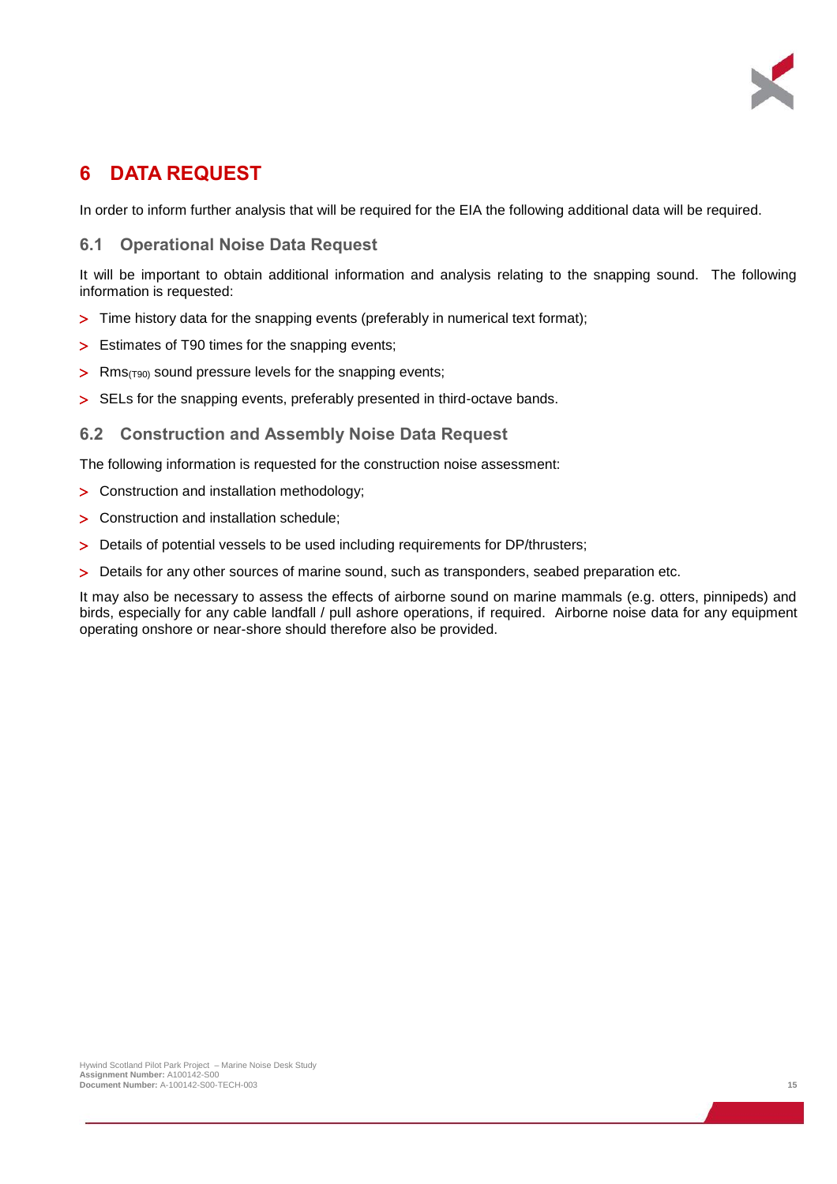# 6 DATA REQUEST

In order to inform further analysis that will be required for the EIA the following additional data will be required.

## 6.1 Operational Noise Data Request

It will be important to obtain additional information and analysis relating to the snapping sound. The following information is requested:

- Time history data for the snapping events (preferably in numerical text format);
- Estimates of T90 times for the snapping events;
- $Rms_{(T90)}$ sound pressure levels for the snapping events;
- SELs for the snapping events, preferably presented in third-octave bands.

## 6.2 Construction and Assembly Noise Data Request

The following information is requested for the construction noise assessment:

- Construction and installation methodology;
- Construction and installation schedule;
- Details of potential vessels to be used including requirements for DP/thrusters;
- Details for any other sources of marine sound, such as transponders, seabed preparation etc.

It may also be necessary to assess the effects of airborne sound on marine mammals (e.g. otters, pinnipeds) and birds, especially for any cable landfall / pull ashore operations, if required. Airborne noise data for any equipment operating onshore or near-shore should therefore also be provided.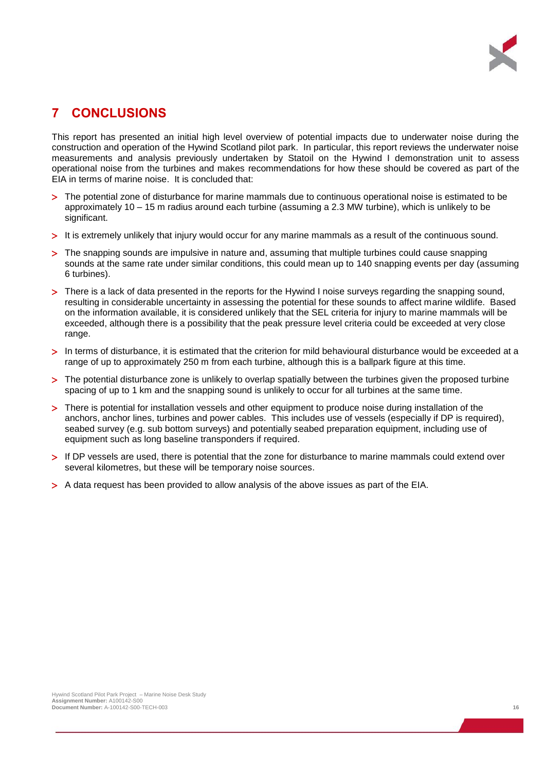# 7 CONCLUSIONS

This report has presented an initial high level overview of potential impacts due to underwater noise during the construction and operation of the Hywind Scotland pilot park. In particular, this report reviews the underwater noise measurements and analysis previously undertaken by Statoil on the Hywind I demonstration unit to assess operational noise from the turbines and makes recommendations for how these should be covered as part of the EIA in terms of marine noise. It is concluded that:

- The potential zone of disturbance for marine mammals due to continuous operational noise is estimated to be approximately 10 – 15 m radius around each turbine (assuming a 2.3 MW turbine), which is unlikely to be significant.
- It is extremely unlikely that injury would occur for any marine mammals as a result of the continuous sound.
- The snapping sounds are impulsive in nature and, assuming that multiple turbines could cause snapping sounds at the same rate under similar conditions, this could mean up to 140 snapping events per day (assuming 6 turbines).
- There is a lack of data presented in the reports for the Hywind I noise surveys regarding the snapping sound, resulting in considerable uncertainty in assessing the potential for these sounds to affect marine wildlife. Based on the information available, it is considered unlikely that the SEL criteria for injury to marine mammals will be exceeded, although there is a possibility that the peak pressure level criteria could be exceeded at very close range.
- In terms of disturbance, it is estimated that the criterion for mild behavioural disturbance would be exceeded at a range of up to approximately 250 m from each turbine, although this is a ballpark figure at this time.
- The potential disturbance zone is unlikely to overlap spatially between the turbines given the proposed turbine spacing of up to 1 km and the snapping sound is unlikely to occur for all turbines at the same time.
- There is potential for installation vessels and other equipment to produce noise during installation of the anchors, anchor lines, turbines and power cables. This includes use of vessels (especially if DP is required), seabed survey (e.g. sub bottom surveys) and potentially seabed preparation equipment, including use of equipment such as long baseline transponders if required.
- If DP vessels are used, there is potential that the zone for disturbance to marine mammals could extend over several kilometres, but these will be temporary noise sources.
- A data request has been provided to allow analysis of the above issues as part of the EIA.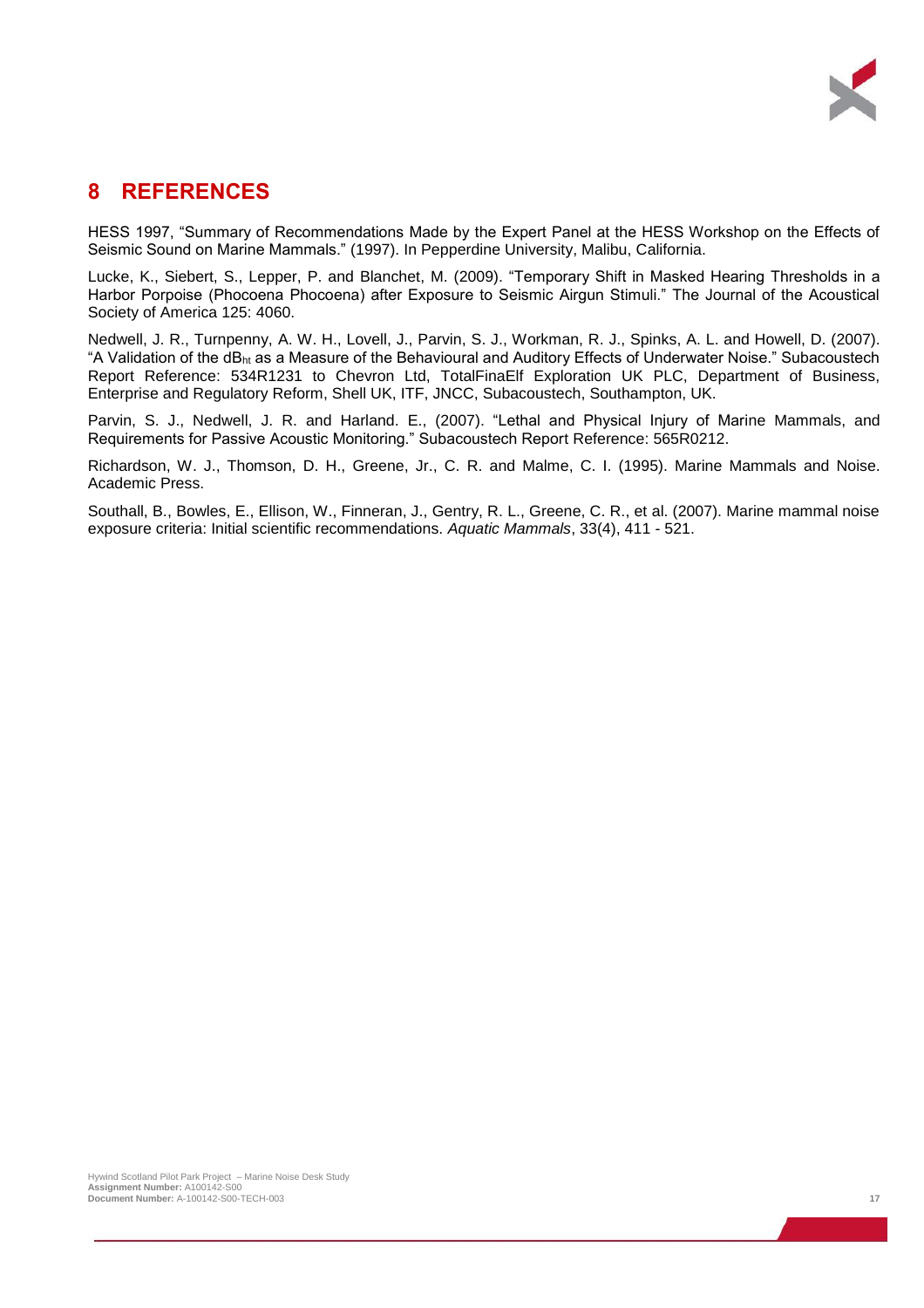# 8 REFERENCES

HESS 1997, "Summary of Recommendations Made by the Expert Panel at the HESS Workshop on the Effects of Seismic Sound on Marine Mammals." (1997). In Pepperdine University, Malibu, California.

Lucke, K., Siebert, S., Lepper, P. and Blanchet, M. (2009). "Temporary Shift in Masked Hearing Thresholds in a Harbor Porpoise (Phocoena Phocoena) after Exposure to Seismic Airgun Stimuli." The Journal of the Acoustical Society of America 125: 4060.

Nedwell, J. R., Turnpenny, A. W. H., Lovell, J., Parvin, S. J., Workman, R. J., Spinks, A. L. and Howell, D. (2007). "A Validation of the $dB_{ht}$ as a Measure of the Behavioural and Auditory Effects of Underwater Noise." Subacoustech Report Reference: 534R1231 to Chevron Ltd, TotalFinaElf Exploration UK PLC, Department of Business, Enterprise and Regulatory Reform, Shell UK, ITF, JNCC, Subacoustech, Southampton, UK.

Parvin, S. J., Nedwell, J. R. and Harland. E., (2007). "Lethal and Physical Injury of Marine Mammals, and Requirements for Passive Acoustic Monitoring." Subacoustech Report Reference: 565R0212.

Richardson, W. J., Thomson, D. H., Greene, Jr., C. R. and Malme, C. I. (1995). Marine Mammals and Noise. Academic Press.

Southall, B., Bowles, E., Ellison, W., Finneran, J., Gentry, R. L., Greene, C. R., et al. (2007). Marine mammal noise exposure criteria: Initial scientific recommendations. *Aquatic Mammals*, 33(4), 411 - 521.